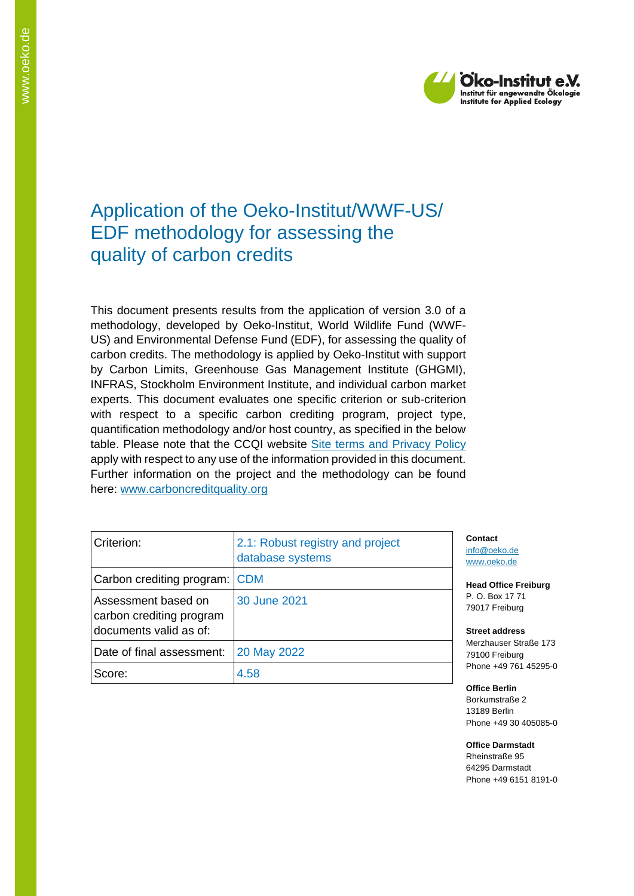# Application of the Oeko-Institut/WWF-US/ EDF methodology for assessing the quality of carbon credits

This document presents results from the application of version 3.0 of a methodology, developed by Oeko-Institut, World Wildlife Fund (WWF-US) and Environmental Defense Fund (EDF), for assessing the quality of carbon credits. The methodology is applied by Oeko-Institut with support by Carbon Limits, Greenhouse Gas Management Institute (GHGMI), INFRAS, Stockholm Environment Institute, and individual carbon market experts. This document evaluates one specific criterion or sub-criterion with respect to a specific carbon crediting program, project type, quantification methodology and/or host country, as specified in the below table. Please note that the CCQI website [Site terms and Privacy Policy] apply with respect to any use of the information provided in this document. Further information on the project and the methodology can be found here: www.carboncreditquality.org

| Criterion: | 2.1: Robust registry and project database systems |
|---|---|
| Carbon crediting program: | CDM |
| Assessment based on carbon crediting program documents valid as of: | 30 June 2021 |
| Date of final assessment: | 20 May 2022 |
| Score: | 4.58 |

**Contact**
info@oeko.de
www.oeko.de

**Head Office Freiburg**
P. O. Box 17 71
79017 Freiburg

**Street address**
Merzhauser Straße 173
79100 Freiburg
Phone +49 761 45295-0

**Office Berlin**
Borkumstraße 2
13189 Berlin
Phone +49 30 405085-0

**Office Darmstadt**
Rheinstraße 95
64295 Darmstadt
Phone +49 6151 8191-0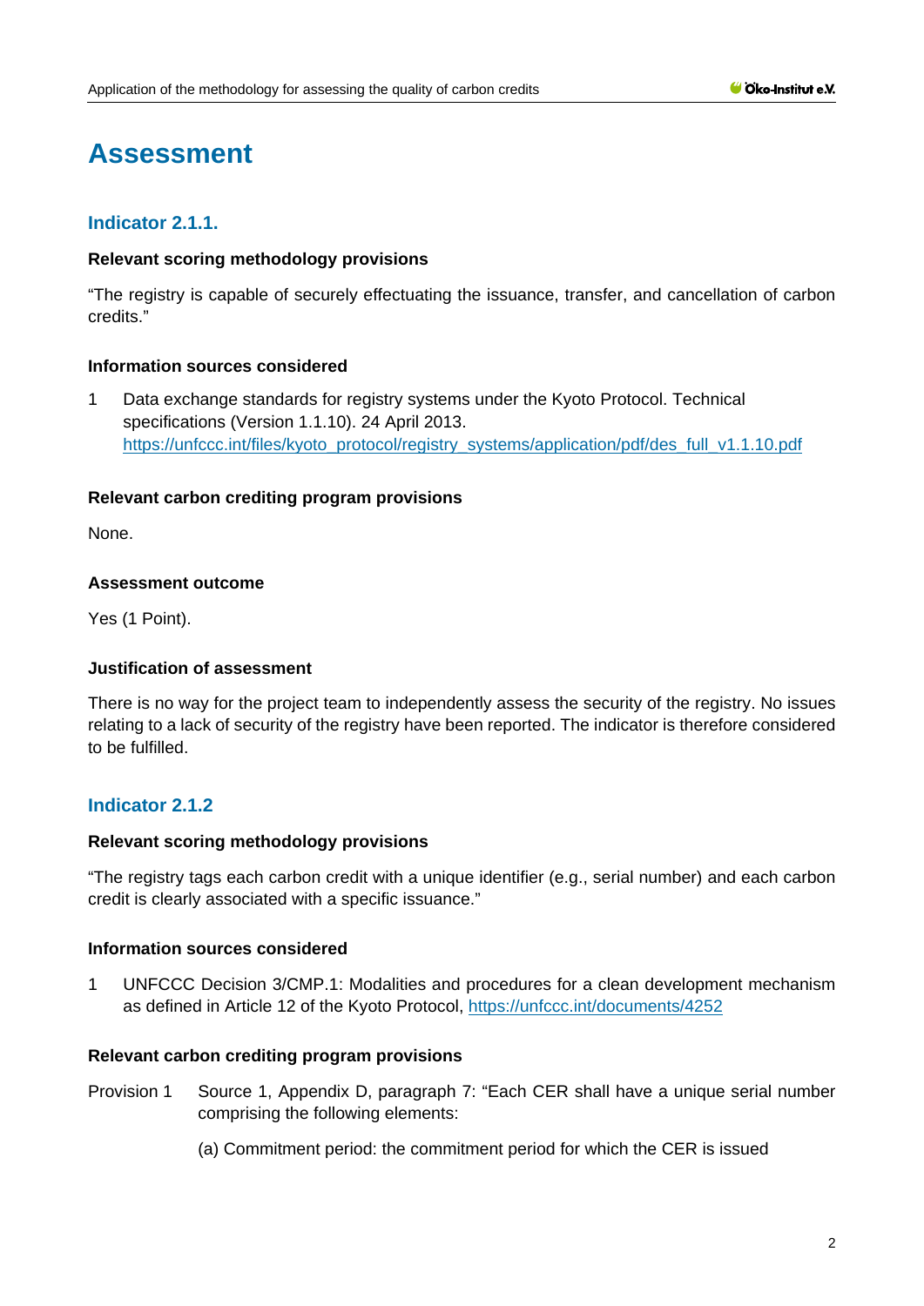# Assessment

## Indicator 2.1.1.

### Relevant scoring methodology provisions

"The registry is capable of securely effectuating the issuance, transfer, and cancellation of carbon credits."

### Information sources considered

1 Data exchange standards for registry systems under the Kyoto Protocol. Technical specifications (Version 1.1.10). 24 April 2013. https://unfccc.int/files/kyoto_protocol/registry_systems/application/pdf/des_full_v1.1.10.pdf

### Relevant carbon crediting program provisions

None.

### Assessment outcome

Yes (1 Point).

### Justification of assessment

There is no way for the project team to independently assess the security of the registry. No issues relating to a lack of security of the registry have been reported. The indicator is therefore considered to be fulfilled.

## Indicator 2.1.2

### Relevant scoring methodology provisions

"The registry tags each carbon credit with a unique identifier (e.g., serial number) and each carbon credit is clearly associated with a specific issuance."

### Information sources considered

1 UNFCCC Decision 3/CMP.1: Modalities and procedures for a clean development mechanism as defined in Article 12 of the Kyoto Protocol, https://unfccc.int/documents/4252

### Relevant carbon crediting program provisions

Provision 1 Source 1, Appendix D, paragraph 7: "Each CER shall have a unique serial number comprising the following elements:

(a) Commitment period: the commitment period for which the CER is issued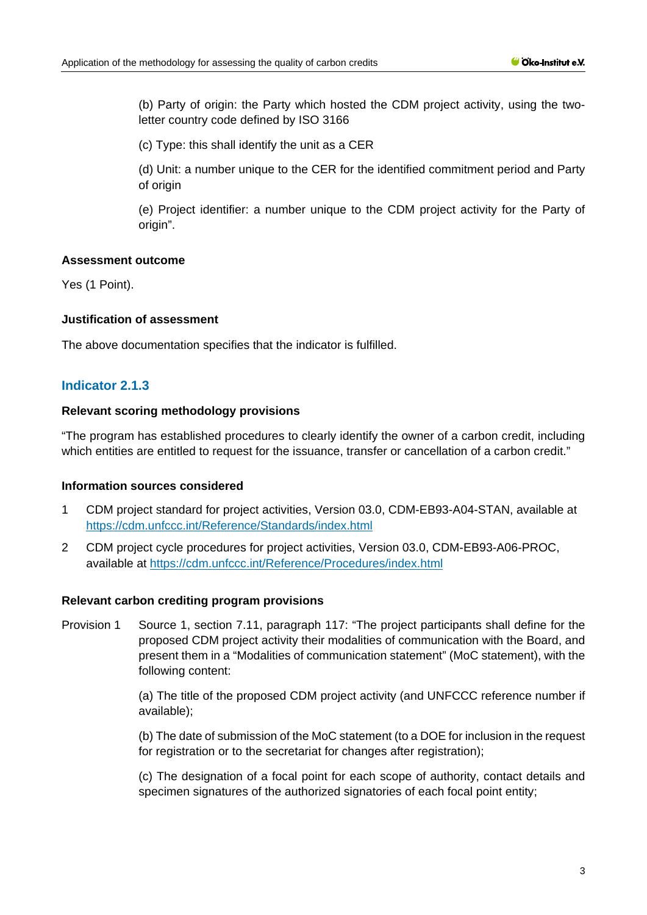(b) Party of origin: the Party which hosted the CDM project activity, using the two-letter country code defined by ISO 3166

(c) Type: this shall identify the unit as a CER

(d) Unit: a number unique to the CER for the identified commitment period and Party of origin

(e) Project identifier: a number unique to the CDM project activity for the Party of origin".

**Assessment outcome**

Yes (1 Point).

**Justification of assessment**

The above documentation specifies that the indicator is fulfilled.

### Indicator 2.1.3

**Relevant scoring methodology provisions**

"The program has established procedures to clearly identify the owner of a carbon credit, including which entities are entitled to request for the issuance, transfer or cancellation of a carbon credit."

**Information sources considered**

1. CDM project standard for project activities, Version 03.0, CDM-EB93-A04-STAN, available at https://cdm.unfccc.int/Reference/Standards/index.html
2. CDM project cycle procedures for project activities, Version 03.0, CDM-EB93-A06-PROC, available at https://cdm.unfccc.int/Reference/Procedures/index.html

**Relevant carbon crediting program provisions**

Provision 1 Source 1, section 7.11, paragraph 117: "The project participants shall define for the proposed CDM project activity their modalities of communication with the Board, and present them in a "Modalities of communication statement" (MoC statement), with the following content:

(a) The title of the proposed CDM project activity (and UNFCCC reference number if available);

(b) The date of submission of the MoC statement (to a DOE for inclusion in the request for registration or to the secretariat for changes after registration);

(c) The designation of a focal point for each scope of authority, contact details and specimen signatures of the authorized signatories of each focal point entity;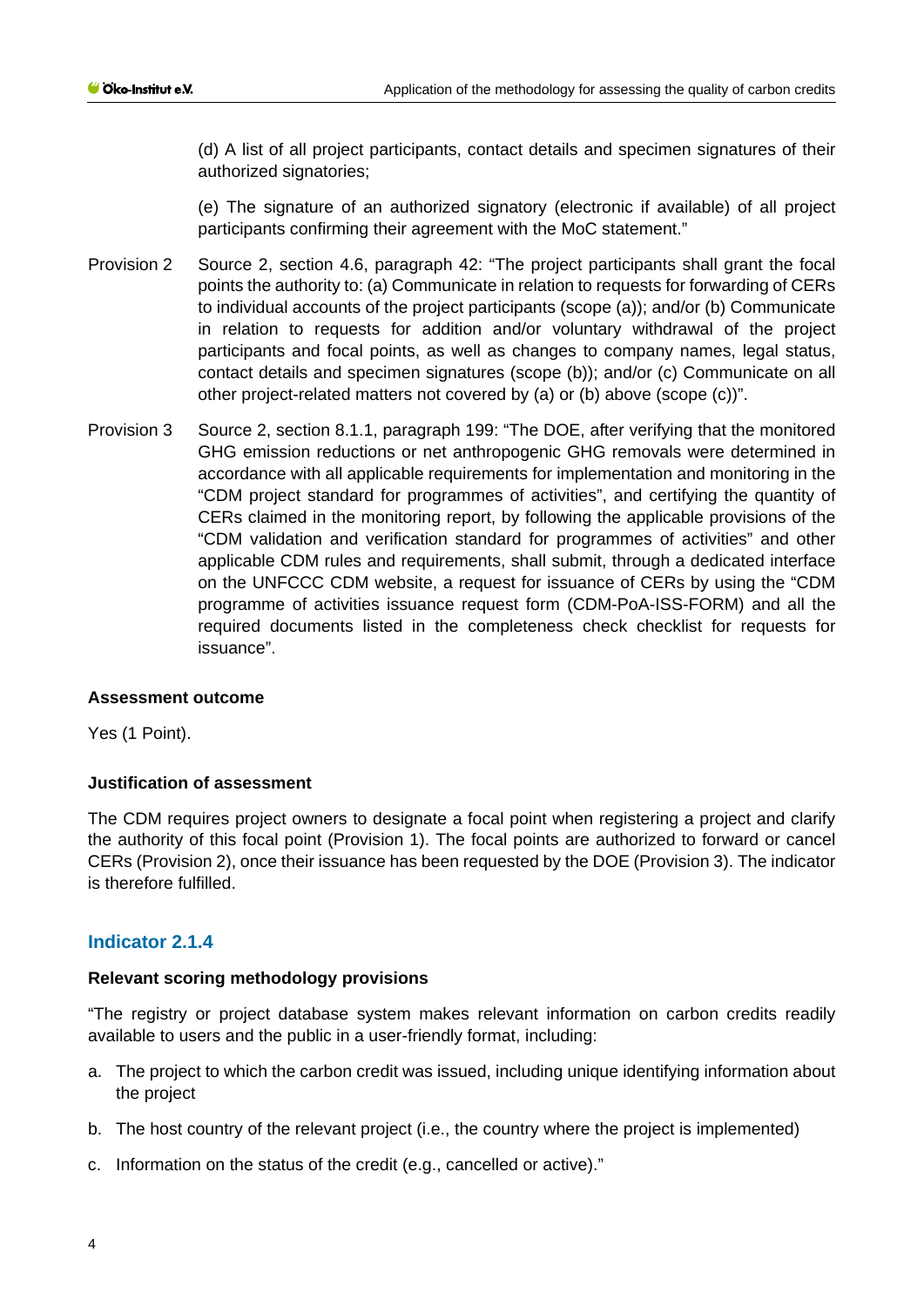(d) A list of all project participants, contact details and specimen signatures of their authorized signatories;

(e) The signature of an authorized signatory (electronic if available) of all project participants confirming their agreement with the MoC statement."

Provision 2 Source 2, section 4.6, paragraph 42: "The project participants shall grant the focal points the authority to: (a) Communicate in relation to requests for forwarding of CERs to individual accounts of the project participants (scope (a)); and/or (b) Communicate in relation to requests for addition and/or voluntary withdrawal of the project participants and focal points, as well as changes to company names, legal status, contact details and specimen signatures (scope (b)); and/or (c) Communicate on all other project-related matters not covered by (a) or (b) above (scope (c))".

Provision 3 Source 2, section 8.1.1, paragraph 199: "The DOE, after verifying that the monitored GHG emission reductions or net anthropogenic GHG removals were determined in accordance with all applicable requirements for implementation and monitoring in the "CDM project standard for programmes of activities", and certifying the quantity of CERs claimed in the monitoring report, by following the applicable provisions of the "CDM validation and verification standard for programmes of activities" and other applicable CDM rules and requirements, shall submit, through a dedicated interface on the UNFCCC CDM website, a request for issuance of CERs by using the "CDM programme of activities issuance request form (CDM-PoA-ISS-FORM) and all the required documents listed in the completeness check checklist for requests for issuance".

**Assessment outcome**

Yes (1 Point).

**Justification of assessment**

The CDM requires project owners to designate a focal point when registering a project and clarify the authority of this focal point (Provision 1). The focal points are authorized to forward or cancel CERs (Provision 2), once their issuance has been requested by the DOE (Provision 3). The indicator is therefore fulfilled.

## Indicator 2.1.4

**Relevant scoring methodology provisions**

"The registry or project database system makes relevant information on carbon credits readily available to users and the public in a user-friendly format, including:

a. The project to which the carbon credit was issued, including unique identifying information about the project

b. The host country of the relevant project (i.e., the country where the project is implemented)

c. Information on the status of the credit (e.g., cancelled or active)."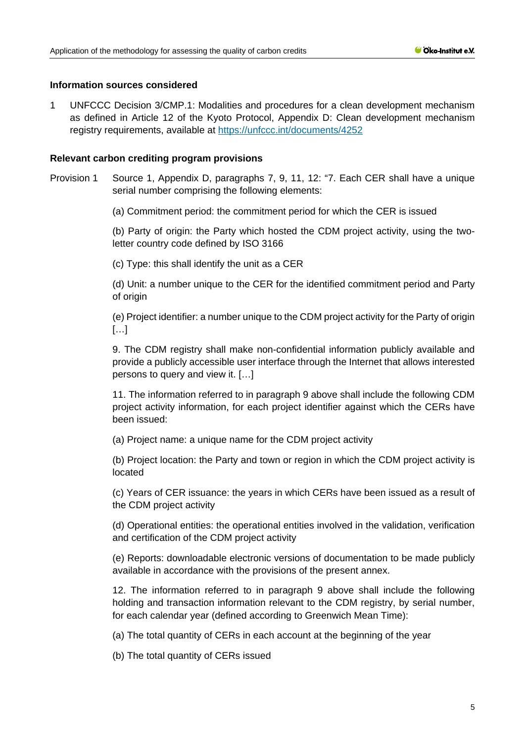**Information sources considered**

1 UNFCCC Decision 3/CMP.1: Modalities and procedures for a clean development mechanism as defined in Article 12 of the Kyoto Protocol, Appendix D: Clean development mechanism registry requirements, available at https://unfccc.int/documents/4252

**Relevant carbon crediting program provisions**

Provision 1 Source 1, Appendix D, paragraphs 7, 9, 11, 12: "7. Each CER shall have a unique serial number comprising the following elements:

(a) Commitment period: the commitment period for which the CER is issued

(b) Party of origin: the Party which hosted the CDM project activity, using the two-letter country code defined by ISO 3166

(c) Type: this shall identify the unit as a CER

(d) Unit: a number unique to the CER for the identified commitment period and Party of origin

(e) Project identifier: a number unique to the CDM project activity for the Party of origin […]

9. The CDM registry shall make non-confidential information publicly available and provide a publicly accessible user interface through the Internet that allows interested persons to query and view it. […]

11. The information referred to in paragraph 9 above shall include the following CDM project activity information, for each project identifier against which the CERs have been issued:

(a) Project name: a unique name for the CDM project activity

(b) Project location: the Party and town or region in which the CDM project activity is located

(c) Years of CER issuance: the years in which CERs have been issued as a result of the CDM project activity

(d) Operational entities: the operational entities involved in the validation, verification and certification of the CDM project activity

(e) Reports: downloadable electronic versions of documentation to be made publicly available in accordance with the provisions of the present annex.

12. The information referred to in paragraph 9 above shall include the following holding and transaction information relevant to the CDM registry, by serial number, for each calendar year (defined according to Greenwich Mean Time):

(a) The total quantity of CERs in each account at the beginning of the year

(b) The total quantity of CERs issued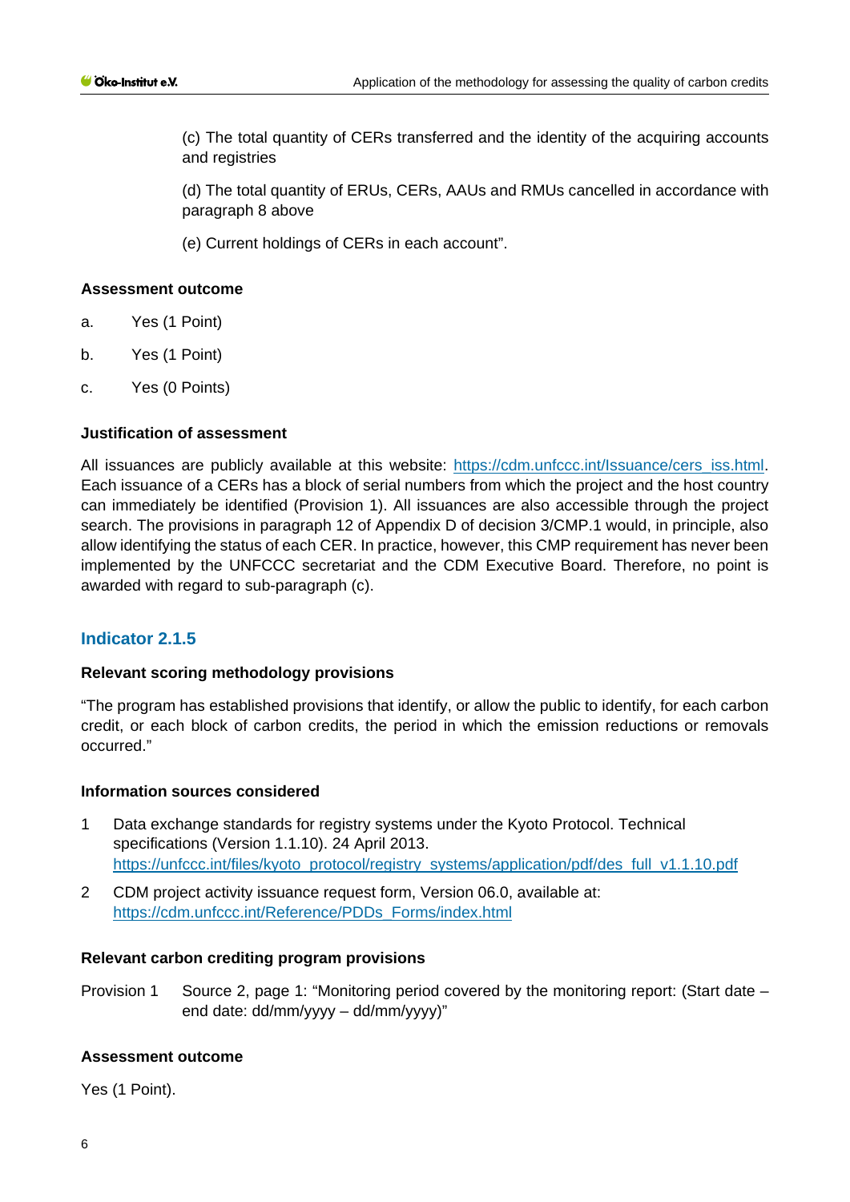(c) The total quantity of CERs transferred and the identity of the acquiring accounts and registries

(d) The total quantity of ERUs, CERs, AAUs and RMUs cancelled in accordance with paragraph 8 above

(e) Current holdings of CERs in each account".

**Assessment outcome**

a. Yes (1 Point)

b. Yes (1 Point)

c. Yes (0 Points)

**Justification of assessment**

All issuances are publicly available at this website: https://cdm.unfccc.int/Issuance/cers_iss.html. Each issuance of a CERs has a block of serial numbers from which the project and the host country can immediately be identified (Provision 1). All issuances are also accessible through the project search. The provisions in paragraph 12 of Appendix D of decision 3/CMP.1 would, in principle, also allow identifying the status of each CER. In practice, however, this CMP requirement has never been implemented by the UNFCCC secretariat and the CDM Executive Board. Therefore, no point is awarded with regard to sub-paragraph (c).

## Indicator 2.1.5

**Relevant scoring methodology provisions**

"The program has established provisions that identify, or allow the public to identify, for each carbon credit, or each block of carbon credits, the period in which the emission reductions or removals occurred."

**Information sources considered**

1. Data exchange standards for registry systems under the Kyoto Protocol. Technical specifications (Version 1.1.10). 24 April 2013. https://unfccc.int/files/kyoto_protocol/registry_systems/application/pdf/des_full_v1.1.10.pdf
2. CDM project activity issuance request form, Version 06.0, available at: https://cdm.unfccc.int/Reference/PDDs_Forms/index.html

**Relevant carbon crediting program provisions**

Provision 1 Source 2, page 1: "Monitoring period covered by the monitoring report: (Start date – end date: dd/mm/yyyy – dd/mm/yyyy)"

**Assessment outcome**

Yes (1 Point).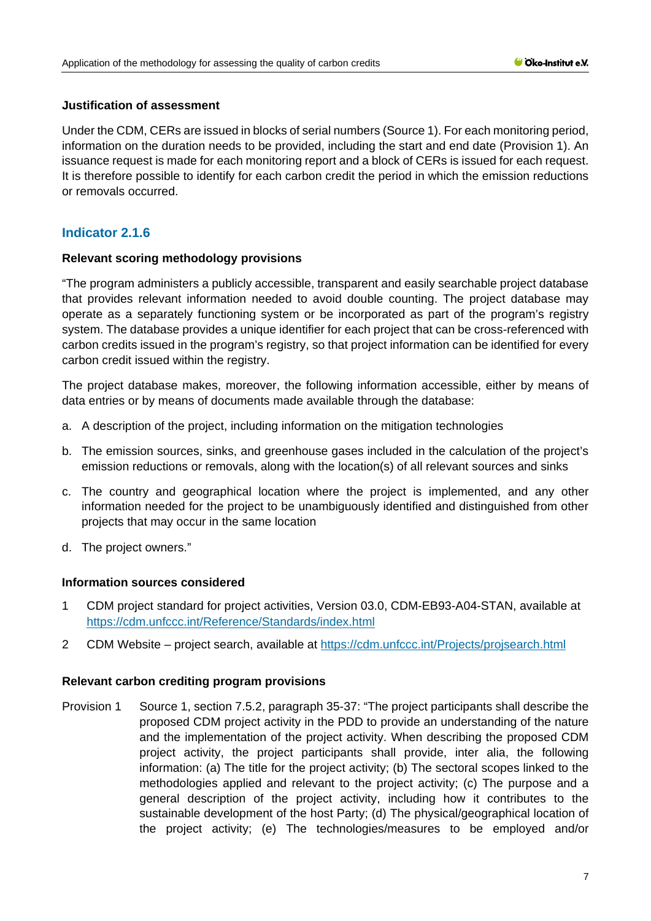**Justification of assessment**

Under the CDM, CERs are issued in blocks of serial numbers (Source 1). For each monitoring period, information on the duration needs to be provided, including the start and end date (Provision 1). An issuance request is made for each monitoring report and a block of CERs is issued for each request. It is therefore possible to identify for each carbon credit the period in which the emission reductions or removals occurred.

## Indicator 2.1.6

**Relevant scoring methodology provisions**

"The program administers a publicly accessible, transparent and easily searchable project database that provides relevant information needed to avoid double counting. The project database may operate as a separately functioning system or be incorporated as part of the program's registry system. The database provides a unique identifier for each project that can be cross-referenced with carbon credits issued in the program's registry, so that project information can be identified for every carbon credit issued within the registry.

The project database makes, moreover, the following information accessible, either by means of data entries or by means of documents made available through the database:

a. A description of the project, including information on the mitigation technologies

b. The emission sources, sinks, and greenhouse gases included in the calculation of the project's emission reductions or removals, along with the location(s) of all relevant sources and sinks

c. The country and geographical location where the project is implemented, and any other information needed for the project to be unambiguously identified and distinguished from other projects that may occur in the same location

d. The project owners."

**Information sources considered**

1 CDM project standard for project activities, Version 03.0, CDM-EB93-A04-STAN, available at https://cdm.unfccc.int/Reference/Standards/index.html

2 CDM Website – project search, available at https://cdm.unfccc.int/Projects/projsearch.html

**Relevant carbon crediting program provisions**

Provision 1 Source 1, section 7.5.2, paragraph 35-37: "The project participants shall describe the proposed CDM project activity in the PDD to provide an understanding of the nature and the implementation of the project activity. When describing the proposed CDM project activity, the project participants shall provide, inter alia, the following information: (a) The title for the project activity; (b) The sectoral scopes linked to the methodologies applied and relevant to the project activity; (c) The purpose and a general description of the project activity, including how it contributes to the sustainable development of the host Party; (d) The physical/geographical location of the project activity; (e) The technologies/measures to be employed and/or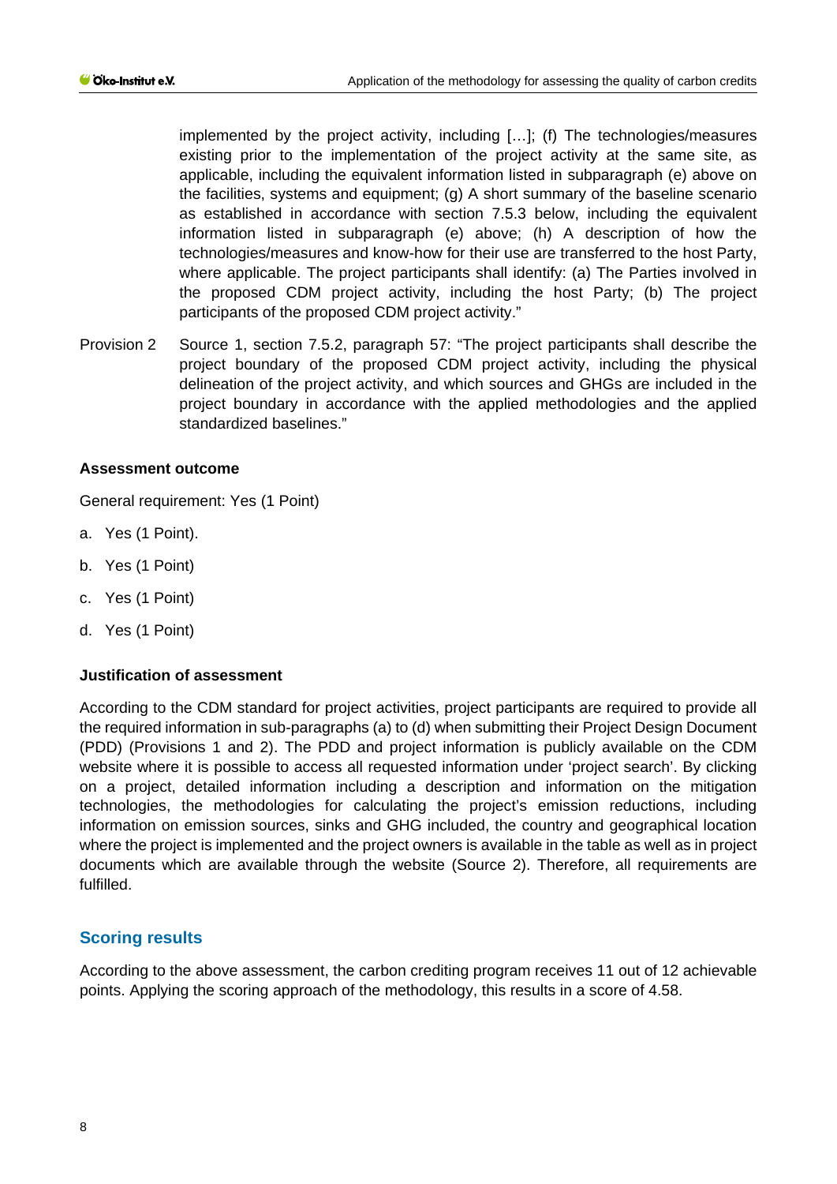implemented by the project activity, including […]; (f) The technologies/measures existing prior to the implementation of the project activity at the same site, as applicable, including the equivalent information listed in subparagraph (e) above on the facilities, systems and equipment; (g) A short summary of the baseline scenario as established in accordance with section 7.5.3 below, including the equivalent information listed in subparagraph (e) above; (h) A description of how the technologies/measures and know-how for their use are transferred to the host Party, where applicable. The project participants shall identify: (a) The Parties involved in the proposed CDM project activity, including the host Party; (b) The project participants of the proposed CDM project activity."

Provision 2 Source 1, section 7.5.2, paragraph 57: "The project participants shall describe the project boundary of the proposed CDM project activity, including the physical delineation of the project activity, and which sources and GHGs are included in the project boundary in accordance with the applied methodologies and the applied standardized baselines."

**Assessment outcome**

General requirement: Yes (1 Point)

a. Yes (1 Point).

b. Yes (1 Point)

c. Yes (1 Point)

d. Yes (1 Point)

**Justification of assessment**

According to the CDM standard for project activities, project participants are required to provide all the required information in sub-paragraphs (a) to (d) when submitting their Project Design Document (PDD) (Provisions 1 and 2). The PDD and project information is publicly available on the CDM website where it is possible to access all requested information under 'project search'. By clicking on a project, detailed information including a description and information on the mitigation technologies, the methodologies for calculating the project's emission reductions, including information on emission sources, sinks and GHG included, the country and geographical location where the project is implemented and the project owners is available in the table as well as in project documents which are available through the website (Source 2). Therefore, all requirements are fulfilled.

## Scoring results

According to the above assessment, the carbon crediting program receives 11 out of 12 achievable points. Applying the scoring approach of the methodology, this results in a score of 4.58.